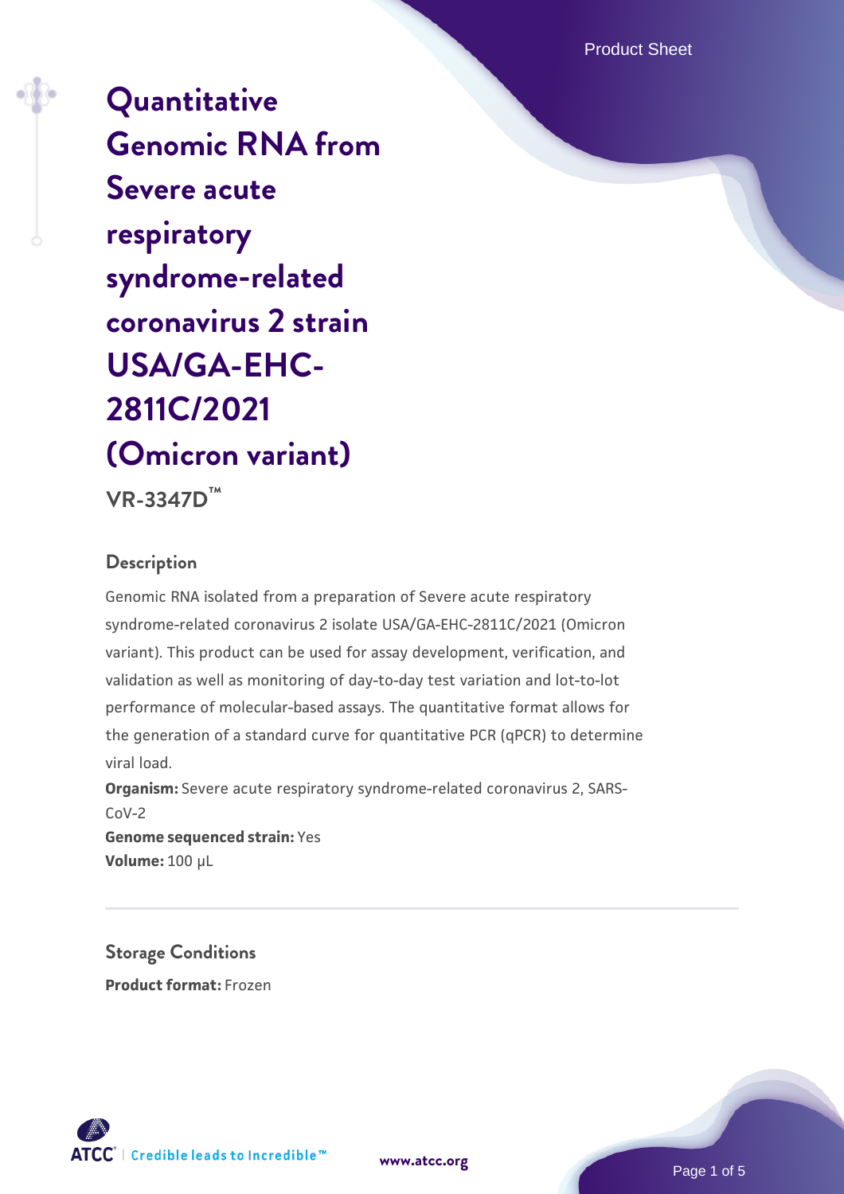# Quantitative Genomic RNA from Severe acute respiratory syndrome-related coronavirus 2 strain USA/GA-EHC-2811C/2021 (Omicron variant)

**VR-3347D™**

## Description

Genomic RNA isolated from a preparation of Severe acute respiratory syndrome-related coronavirus 2 isolate USA/GA-EHC-2811C/2021 (Omicron variant). This product can be used for assay development, verification, and validation as well as monitoring of day-to-day test variation and lot-to-lot performance of molecular-based assays. The quantitative format allows for the generation of a standard curve for quantitative PCR (qPCR) to determine viral load.

**Organism:** Severe acute respiratory syndrome-related coronavirus 2, SARS-CoV-2

**Genome sequenced strain:** Yes

**Volume:** 100 µL

## Storage Conditions

**Product format:** Frozen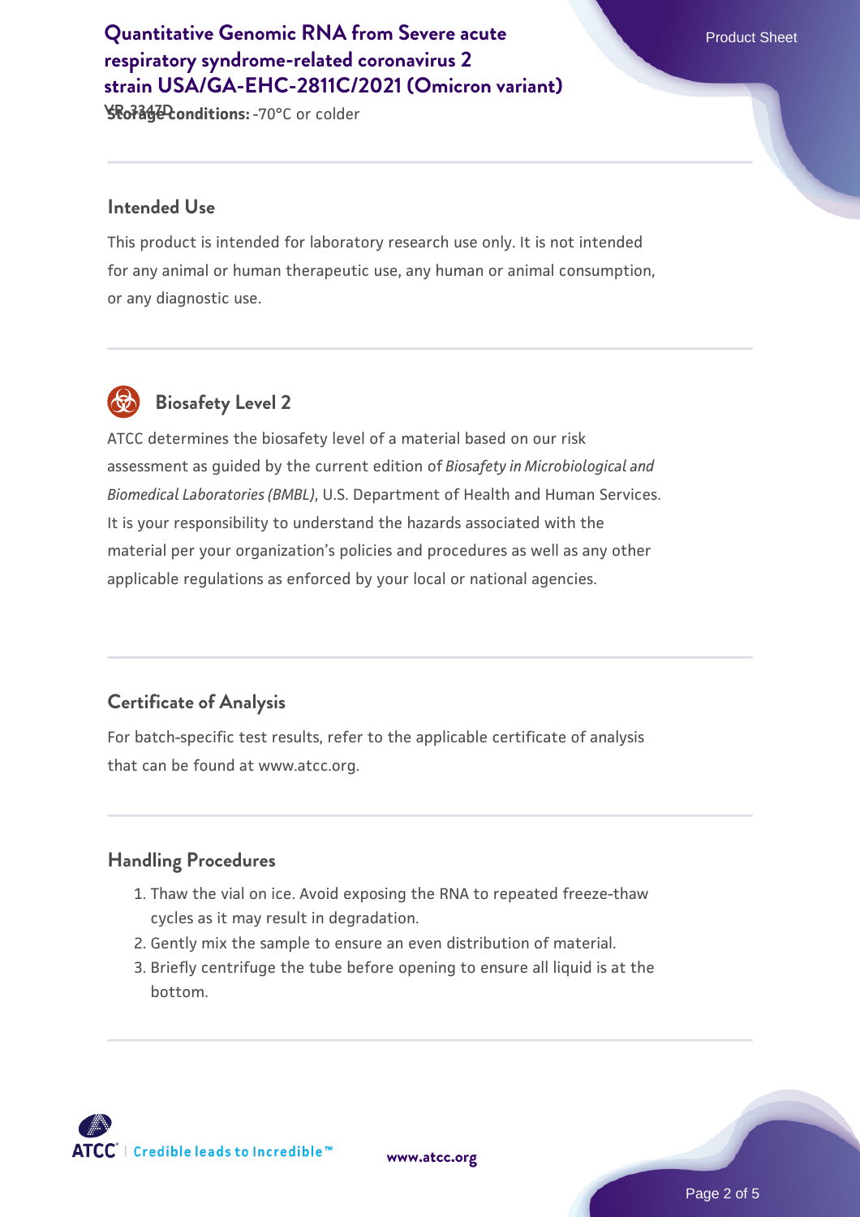**Storage conditions:** -70°C or colder

## Intended Use

This product is intended for laboratory research use only. It is not intended for any animal or human therapeutic use, any human or animal consumption, or any diagnostic use.

## Biosafety Level 2

ATCC determines the biosafety level of a material based on our risk assessment as guided by the current edition of *Biosafety in Microbiological and Biomedical Laboratories (BMBL)*, U.S. Department of Health and Human Services. It is your responsibility to understand the hazards associated with the material per your organization's policies and procedures as well as any other applicable regulations as enforced by your local or national agencies.

## Certificate of Analysis

For batch-specific test results, refer to the applicable certificate of analysis that can be found at www.atcc.org.

## Handling Procedures

1. Thaw the vial on ice. Avoid exposing the RNA to repeated freeze-thaw cycles as it may result in degradation.
2. Gently mix the sample to ensure an even distribution of material.
3. Briefly centrifuge the tube before opening to ensure all liquid is at the bottom.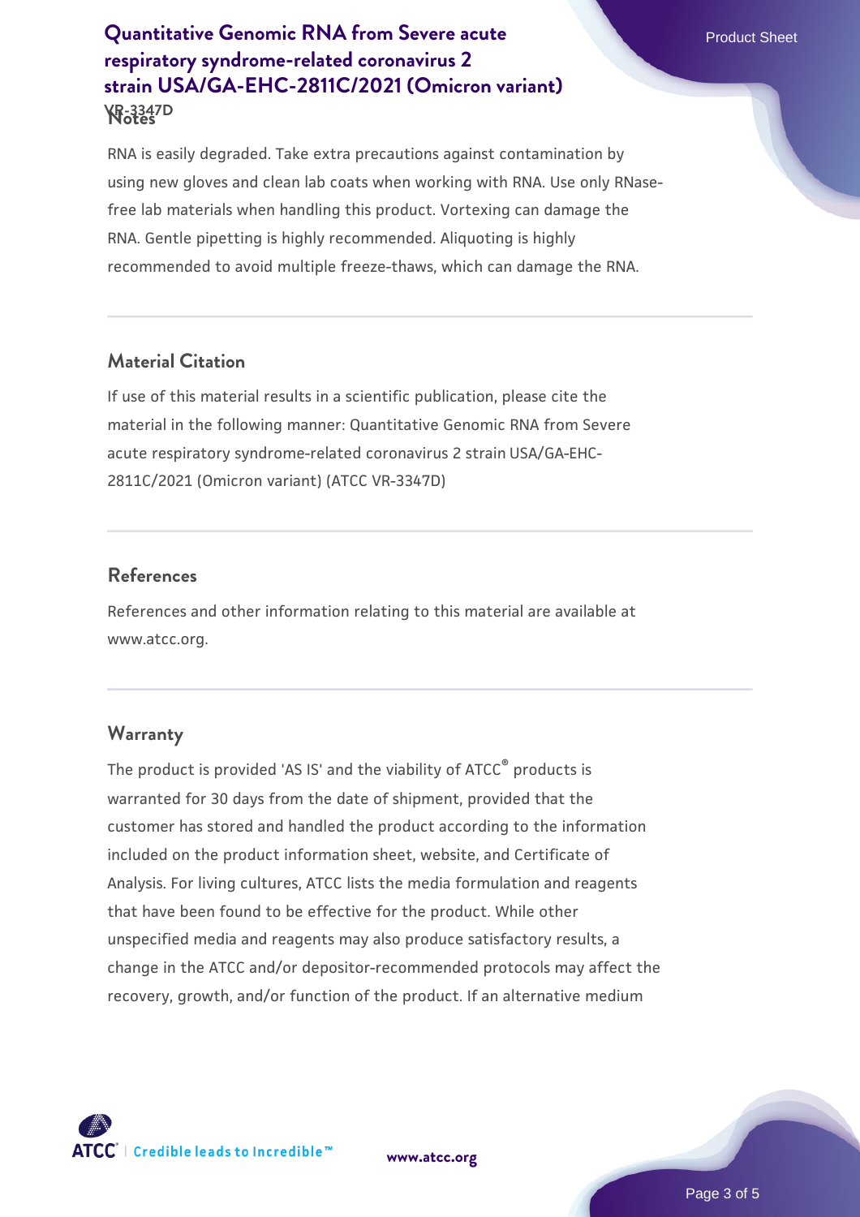## Notes

RNA is easily degraded. Take extra precautions against contamination by using new gloves and clean lab coats when working with RNA. Use only RNase-free lab materials when handling this product. Vortexing can damage the RNA. Gentle pipetting is highly recommended. Aliquoting is highly recommended to avoid multiple freeze-thaws, which can damage the RNA.

## Material Citation

If use of this material results in a scientific publication, please cite the material in the following manner: Quantitative Genomic RNA from Severe acute respiratory syndrome-related coronavirus 2 strain USA/GA-EHC-2811C/2021 (Omicron variant) (ATCC VR-3347D)

## References

References and other information relating to this material are available at www.atcc.org.

## Warranty

The product is provided 'AS IS' and the viability of ATCC® products is warranted for 30 days from the date of shipment, provided that the customer has stored and handled the product according to the information included on the product information sheet, website, and Certificate of Analysis. For living cultures, ATCC lists the media formulation and reagents that have been found to be effective for the product. While other unspecified media and reagents may also produce satisfactory results, a change in the ATCC and/or depositor-recommended protocols may affect the recovery, growth, and/or function of the product. If an alternative medium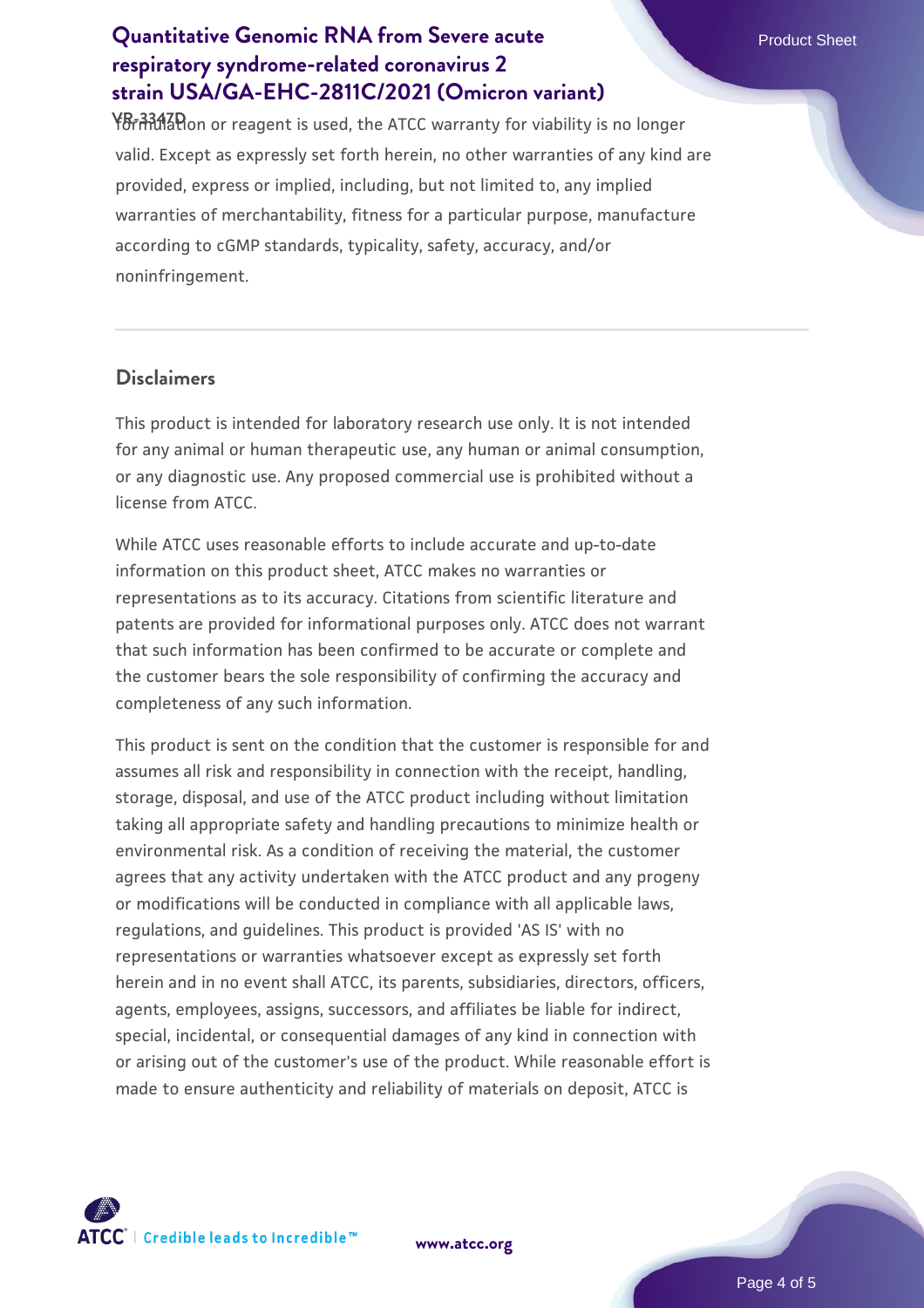formulation or reagent is used, the ATCC warranty for viability is no longer valid. Except as expressly set forth herein, no other warranties of any kind are provided, express or implied, including, but not limited to, any implied warranties of merchantability, fitness for a particular purpose, manufacture according to cGMP standards, typicality, safety, accuracy, and/or noninfringement.

## Disclaimers

This product is intended for laboratory research use only. It is not intended for any animal or human therapeutic use, any human or animal consumption, or any diagnostic use. Any proposed commercial use is prohibited without a license from ATCC.

While ATCC uses reasonable efforts to include accurate and up-to-date information on this product sheet, ATCC makes no warranties or representations as to its accuracy. Citations from scientific literature and patents are provided for informational purposes only. ATCC does not warrant that such information has been confirmed to be accurate or complete and the customer bears the sole responsibility of confirming the accuracy and completeness of any such information.

This product is sent on the condition that the customer is responsible for and assumes all risk and responsibility in connection with the receipt, handling, storage, disposal, and use of the ATCC product including without limitation taking all appropriate safety and handling precautions to minimize health or environmental risk. As a condition of receiving the material, the customer agrees that any activity undertaken with the ATCC product and any progeny or modifications will be conducted in compliance with all applicable laws, regulations, and guidelines. This product is provided 'AS IS' with no representations or warranties whatsoever except as expressly set forth herein and in no event shall ATCC, its parents, subsidiaries, directors, officers, agents, employees, assigns, successors, and affiliates be liable for indirect, special, incidental, or consequential damages of any kind in connection with or arising out of the customer's use of the product. While reasonable effort is made to ensure authenticity and reliability of materials on deposit, ATCC is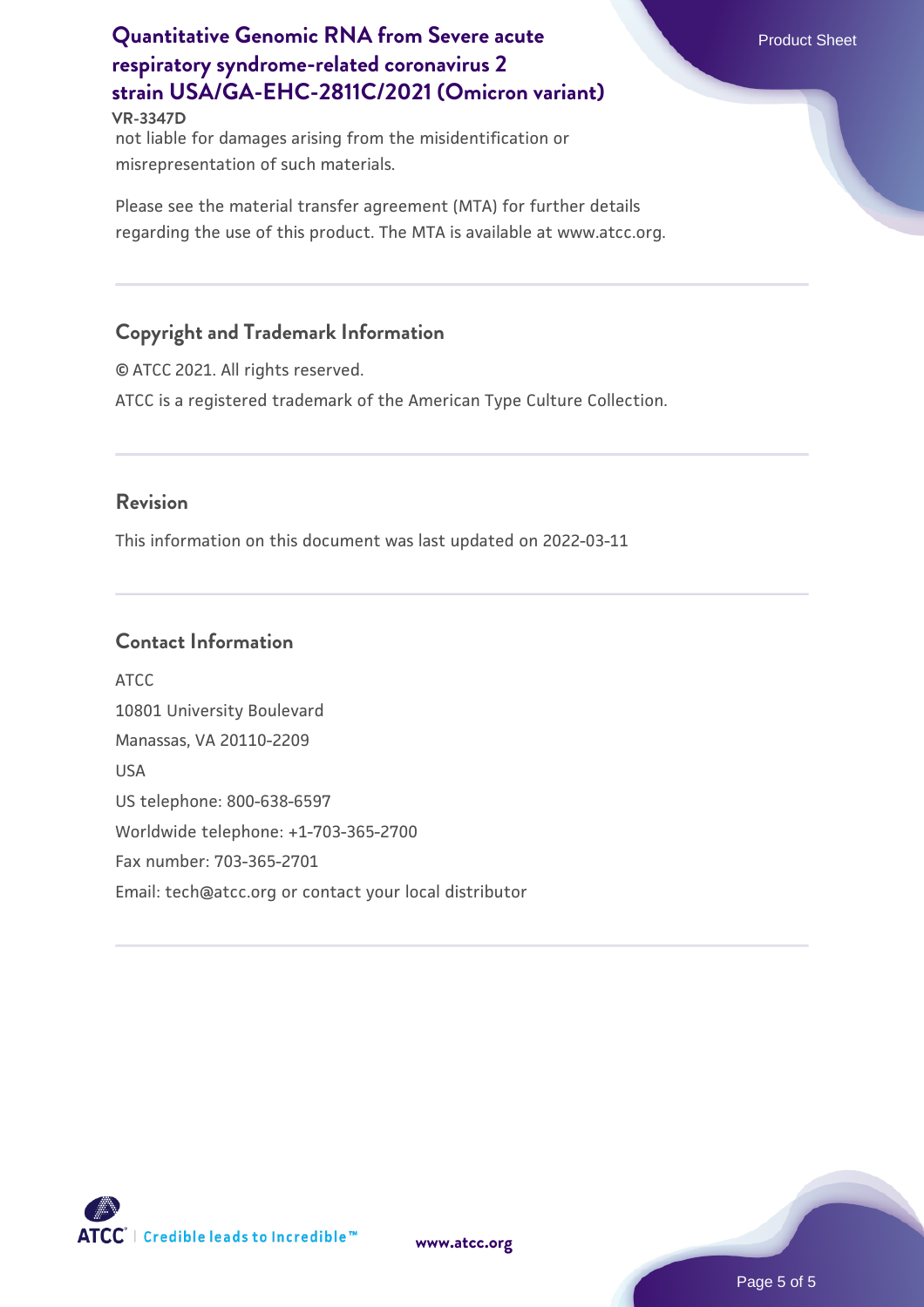not liable for damages arising from the misidentification or misrepresentation of such materials.

Please see the material transfer agreement (MTA) for further details regarding the use of this product. The MTA is available at www.atcc.org.

## Copyright and Trademark Information

© ATCC 2021. All rights reserved.

ATCC is a registered trademark of the American Type Culture Collection.

## Revision

This information on this document was last updated on 2022-03-11

## Contact Information

ATCC
10801 University Boulevard
Manassas, VA 20110-2209
USA
US telephone: 800-638-6597
Worldwide telephone: +1-703-365-2700
Fax number: 703-365-2701
Email: tech@atcc.org or contact your local distributor